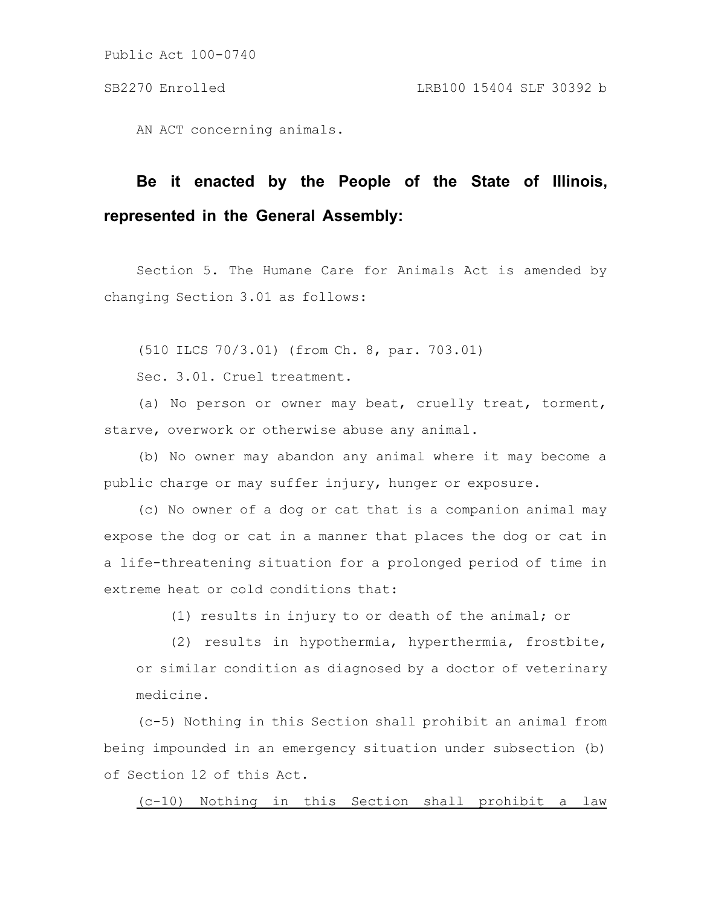Public Act 100-0740

SB2270 Enrolled LRB100 15404 SLF 30392 b

AN ACT concerning animals.

**Be it enacted by the People of the State of Illinois, represented in the General Assembly:**

Section 5. The Humane Care for Animals Act is amended by changing Section 3.01 as follows:

(510 ILCS 70/3.01) (from Ch. 8, par. 703.01)

Sec. 3.01. Cruel treatment.

(a) No person or owner may beat, cruelly treat, torment, starve, overwork or otherwise abuse any animal.

(b) No owner may abandon any animal where it may become a public charge or may suffer injury, hunger or exposure.

(c) No owner of a dog or cat that is a companion animal may expose the dog or cat in a manner that places the dog or cat in a life-threatening situation for a prolonged period of time in extreme heat or cold conditions that:

(1) results in injury to or death of the animal; or

(2) results in hypothermia, hyperthermia, frostbite, or similar condition as diagnosed by a doctor of veterinary medicine.

(c-5) Nothing in this Section shall prohibit an animal from being impounded in an emergency situation under subsection (b) of Section 12 of this Act.

<u>(c-10) Nothing in this Section shall prohibit a law</u>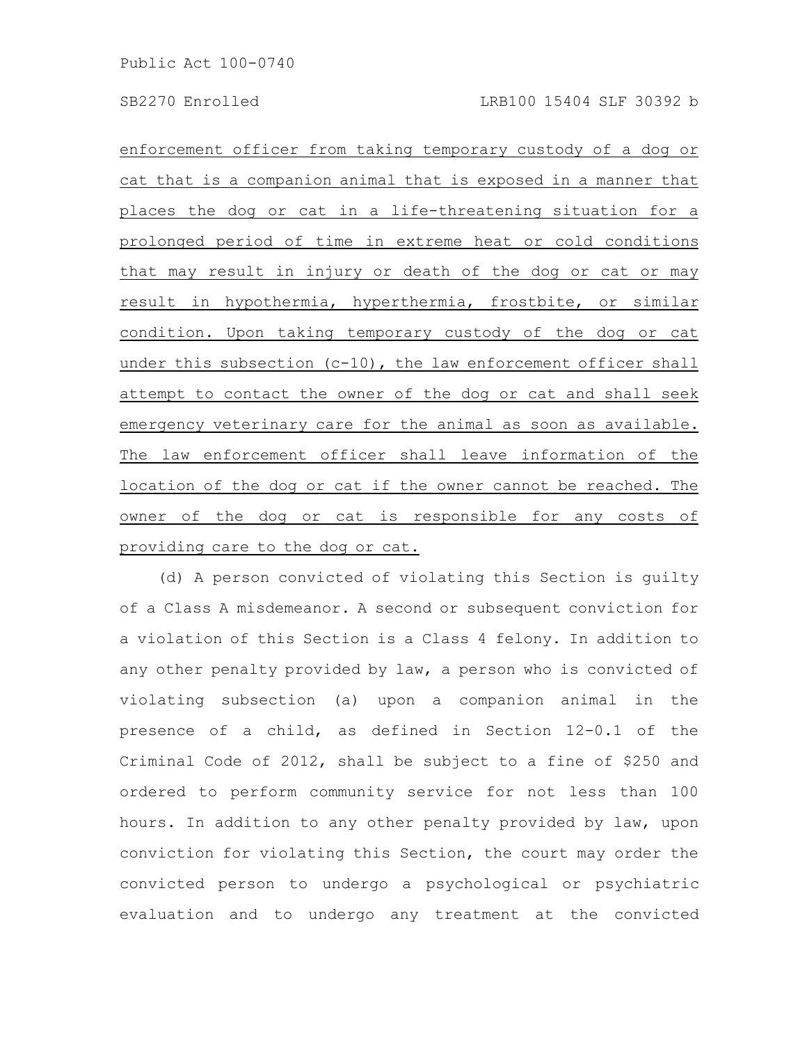enforcement officer from taking temporary custody of a dog or cat that is a companion animal that is exposed in a manner that places the dog or cat in a life-threatening situation for a prolonged period of time in extreme heat or cold conditions that may result in injury or death of the dog or cat or may result in hypothermia, hyperthermia, frostbite, or similar condition. Upon taking temporary custody of the dog or cat under this subsection (c-10), the law enforcement officer shall attempt to contact the owner of the dog or cat and shall seek emergency veterinary care for the animal as soon as available. The law enforcement officer shall leave information of the location of the dog or cat if the owner cannot be reached. The owner of the dog or cat is responsible for any costs of providing care to the dog or cat.

(d) A person convicted of violating this Section is guilty of a Class A misdemeanor. A second or subsequent conviction for a violation of this Section is a Class 4 felony. In addition to any other penalty provided by law, a person who is convicted of violating subsection (a) upon a companion animal in the presence of a child, as defined in Section 12-0.1 of the Criminal Code of 2012, shall be subject to a fine of $250 and ordered to perform community service for not less than 100 hours. In addition to any other penalty provided by law, upon conviction for violating this Section, the court may order the convicted person to undergo a psychological or psychiatric evaluation and to undergo any treatment at the convicted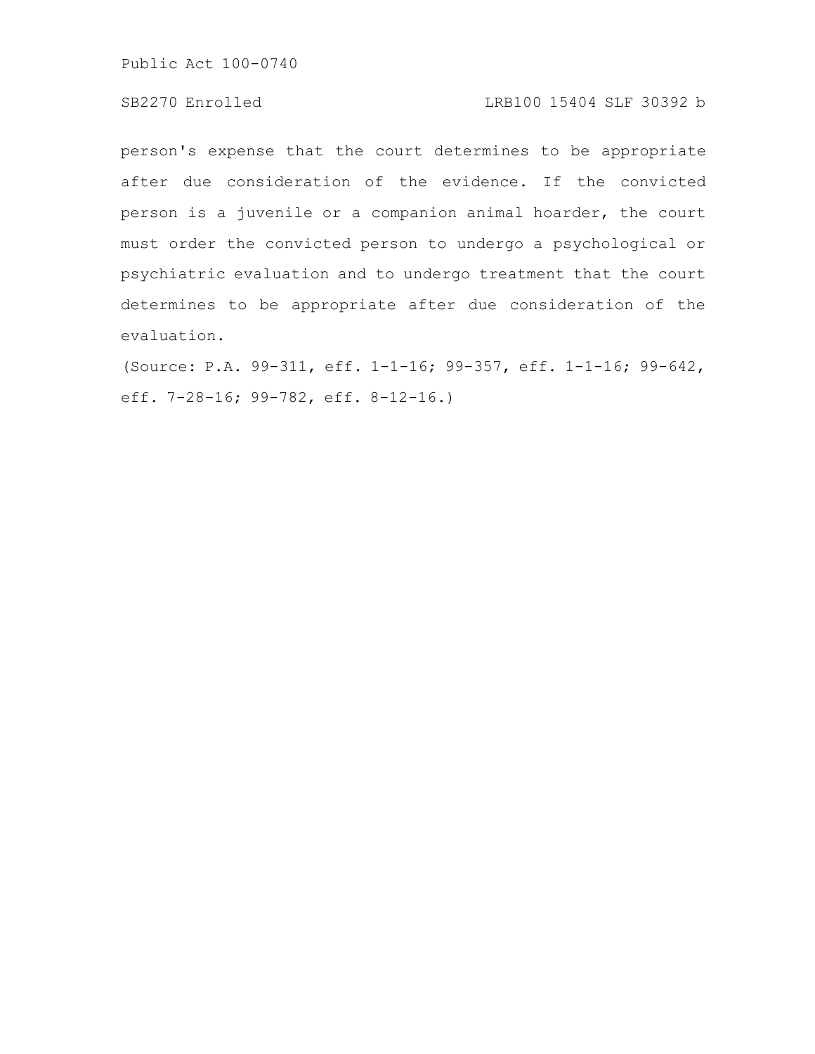person's expense that the court determines to be appropriate after due consideration of the evidence. If the convicted person is a juvenile or a companion animal hoarder, the court must order the convicted person to undergo a psychological or psychiatric evaluation and to undergo treatment that the court determines to be appropriate after due consideration of the evaluation.

(Source: P.A. 99-311, eff. 1-1-16; 99-357, eff. 1-1-16; 99-642, eff. 7-28-16; 99-782, eff. 8-12-16.)